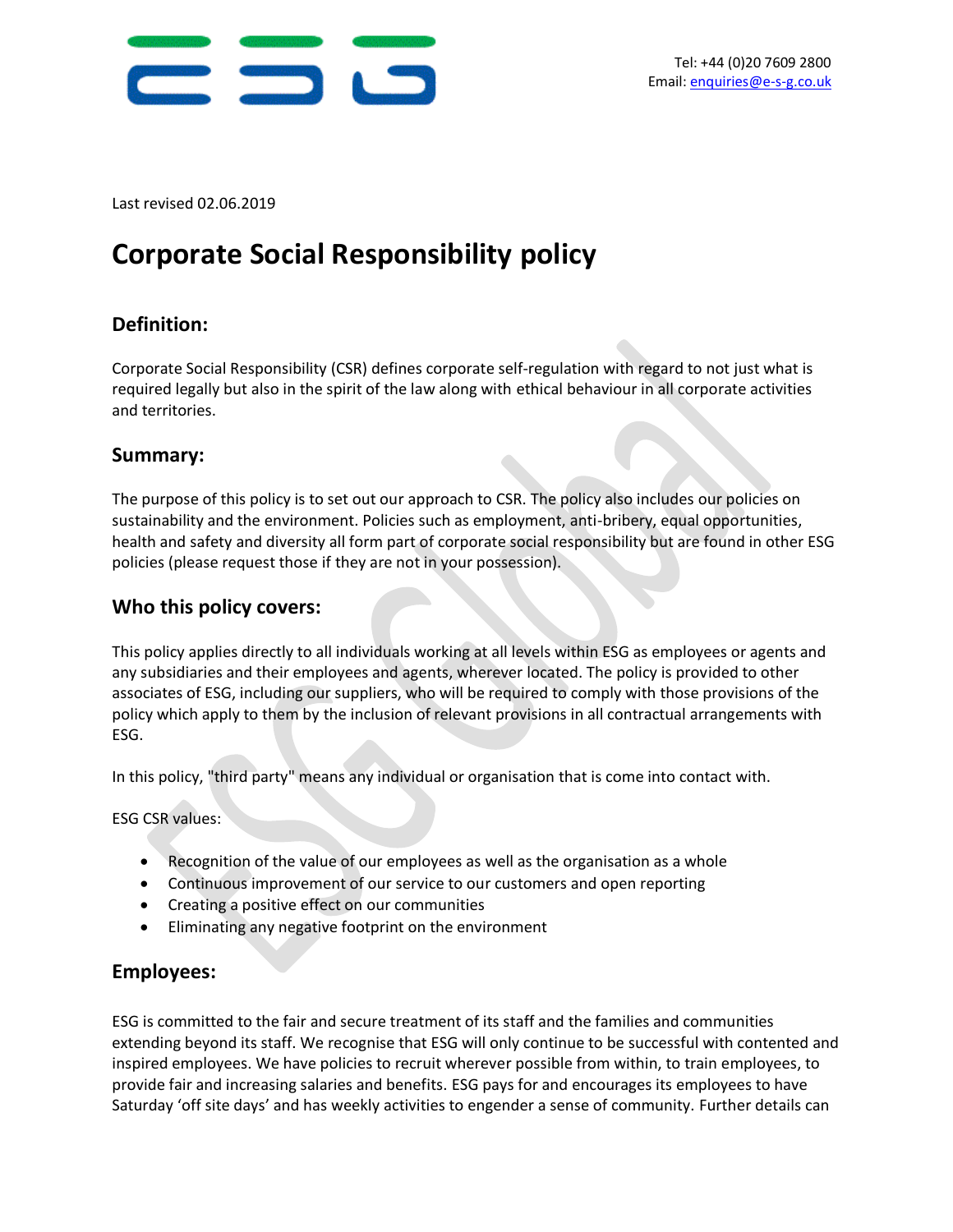Tel: +44 (0)20 7609 2800
Email: enquiries@e-s-g.co.uk

Last revised 02.06.2019

# Corporate Social Responsibility policy

## Definition:

Corporate Social Responsibility (CSR) defines corporate self-regulation with regard to not just what is required legally but also in the spirit of the law along with ethical behaviour in all corporate activities and territories.

## Summary:

The purpose of this policy is to set out our approach to CSR. The policy also includes our policies on sustainability and the environment. Policies such as employment, anti-bribery, equal opportunities, health and safety and diversity all form part of corporate social responsibility but are found in other ESG policies (please request those if they are not in your possession).

## Who this policy covers:

This policy applies directly to all individuals working at all levels within ESG as employees or agents and any subsidiaries and their employees and agents, wherever located. The policy is provided to other associates of ESG, including our suppliers, who will be required to comply with those provisions of the policy which apply to them by the inclusion of relevant provisions in all contractual arrangements with ESG.

In this policy, "third party" means any individual or organisation that is come into contact with.

ESG CSR values:

- Recognition of the value of our employees as well as the organisation as a whole
- Continuous improvement of our service to our customers and open reporting
- Creating a positive effect on our communities
- Eliminating any negative footprint on the environment

## Employees:

ESG is committed to the fair and secure treatment of its staff and the families and communities extending beyond its staff. We recognise that ESG will only continue to be successful with contented and inspired employees. We have policies to recruit wherever possible from within, to train employees, to provide fair and increasing salaries and benefits. ESG pays for and encourages its employees to have Saturday 'off site days' and has weekly activities to engender a sense of community. Further details can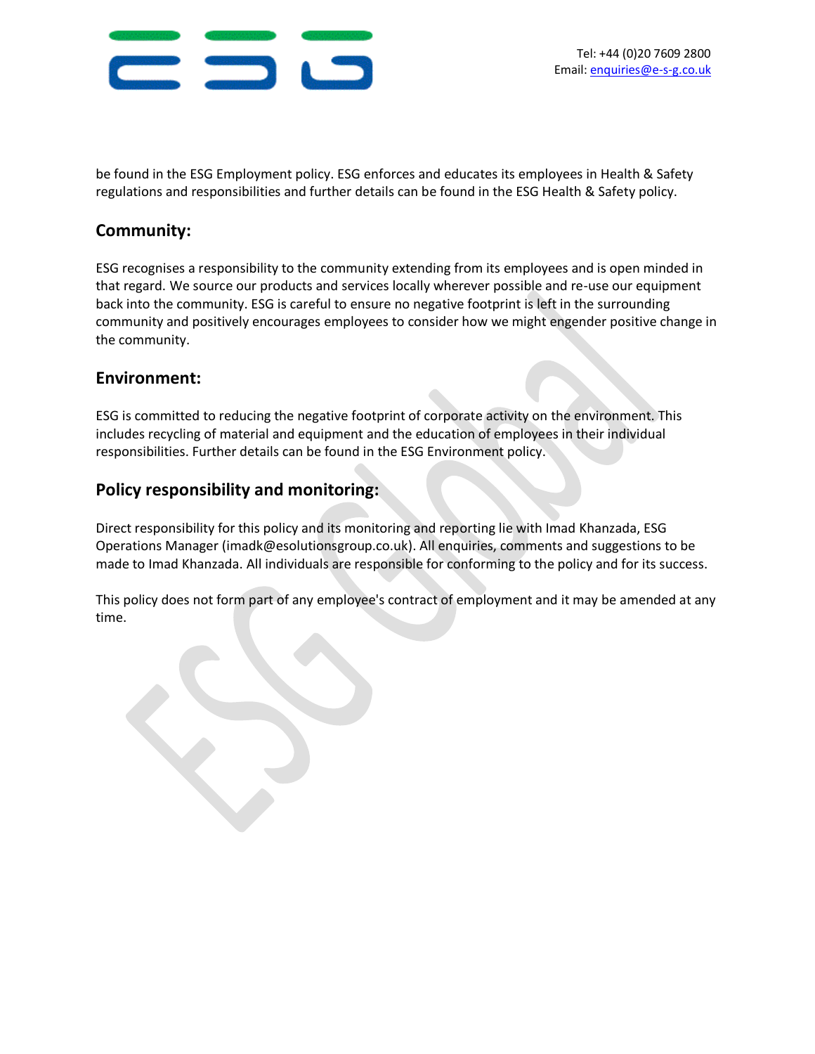be found in the ESG Employment policy. ESG enforces and educates its employees in Health & Safety regulations and responsibilities and further details can be found in the ESG Health & Safety policy.

## Community:

ESG recognises a responsibility to the community extending from its employees and is open minded in that regard. We source our products and services locally wherever possible and re-use our equipment back into the community. ESG is careful to ensure no negative footprint is left in the surrounding community and positively encourages employees to consider how we might engender positive change in the community.

## Environment:

ESG is committed to reducing the negative footprint of corporate activity on the environment. This includes recycling of material and equipment and the education of employees in their individual responsibilities. Further details can be found in the ESG Environment policy.

## Policy responsibility and monitoring:

Direct responsibility for this policy and its monitoring and reporting lie with Imad Khanzada, ESG Operations Manager (imadk@esolutionsgroup.co.uk). All enquiries, comments and suggestions to be made to Imad Khanzada. All individuals are responsible for conforming to the policy and for its success.

This policy does not form part of any employee's contract of employment and it may be amended at any time.